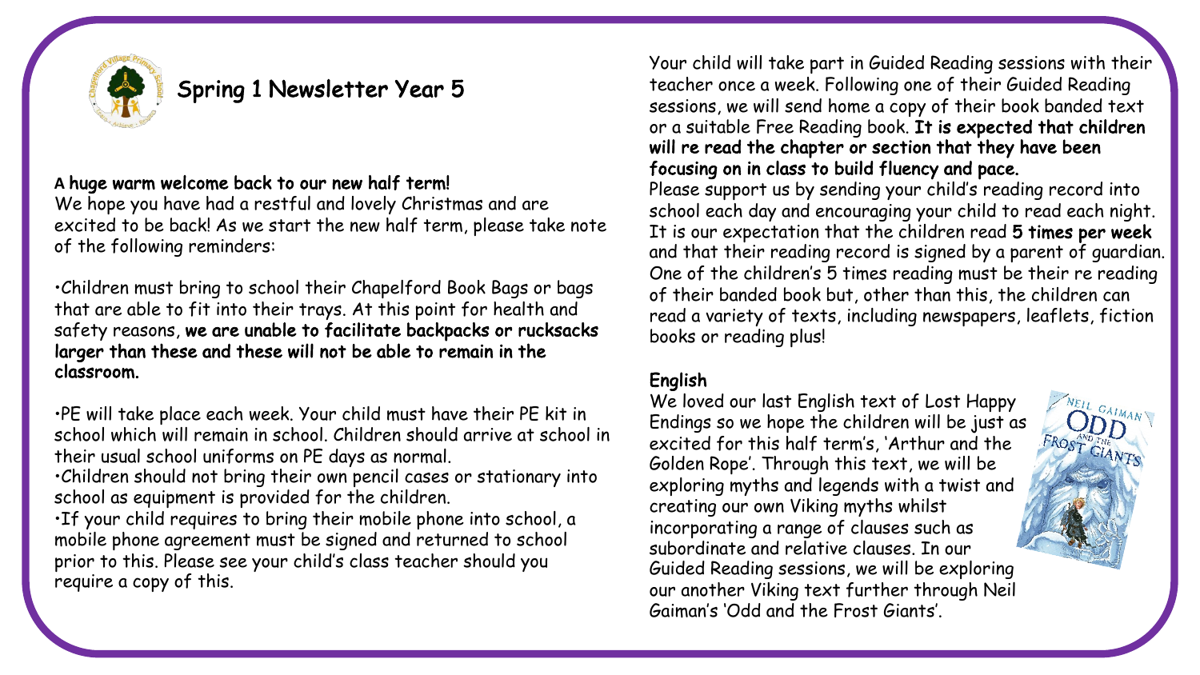# Spring 1 Newsletter Year 5

**A huge warm welcome back to our new half term!**
We hope you have had a restful and lovely Christmas and are excited to be back! As we start the new half term, please take note of the following reminders:

•Children must bring to school their Chapelford Book Bags or bags that are able to fit into their trays. At this point for health and safety reasons, **we are unable to facilitate backpacks or rucksacks larger than these and these will not be able to remain in the classroom.**

•PE will take place each week. Your child must have their PE kit in school which will remain in school. Children should arrive at school in their usual school uniforms on PE days as normal.
•Children should not bring their own pencil cases or stationary into school as equipment is provided for the children.
•If your child requires to bring their mobile phone into school, a mobile phone agreement must be signed and returned to school prior to this. Please see your child's class teacher should you require a copy of this.

Your child will take part in Guided Reading sessions with their teacher once a week. Following one of their Guided Reading sessions, we will send home a copy of their book banded text or a suitable Free Reading book. **It is expected that children will re read the chapter or section that they have been focusing on in class to build fluency and pace.**
Please support us by sending your child's reading record into school each day and encouraging your child to read each night. It is our expectation that the children read **5 times per week** and that their reading record is signed by a parent of guardian. One of the children's 5 times reading must be their re reading of their banded book but, other than this, the children can read a variety of texts, including newspapers, leaflets, fiction books or reading plus!

## English

We loved our last English text of Lost Happy Endings so we hope the children will be just as excited for this half term's, 'Arthur and the Golden Rope'. Through this text, we will be exploring myths and legends with a twist and creating our own Viking myths whilst incorporating a range of clauses such as subordinate and relative clauses. In our Guided Reading sessions, we will be exploring our another Viking text further through Neil Gaiman's 'Odd and the Frost Giants'.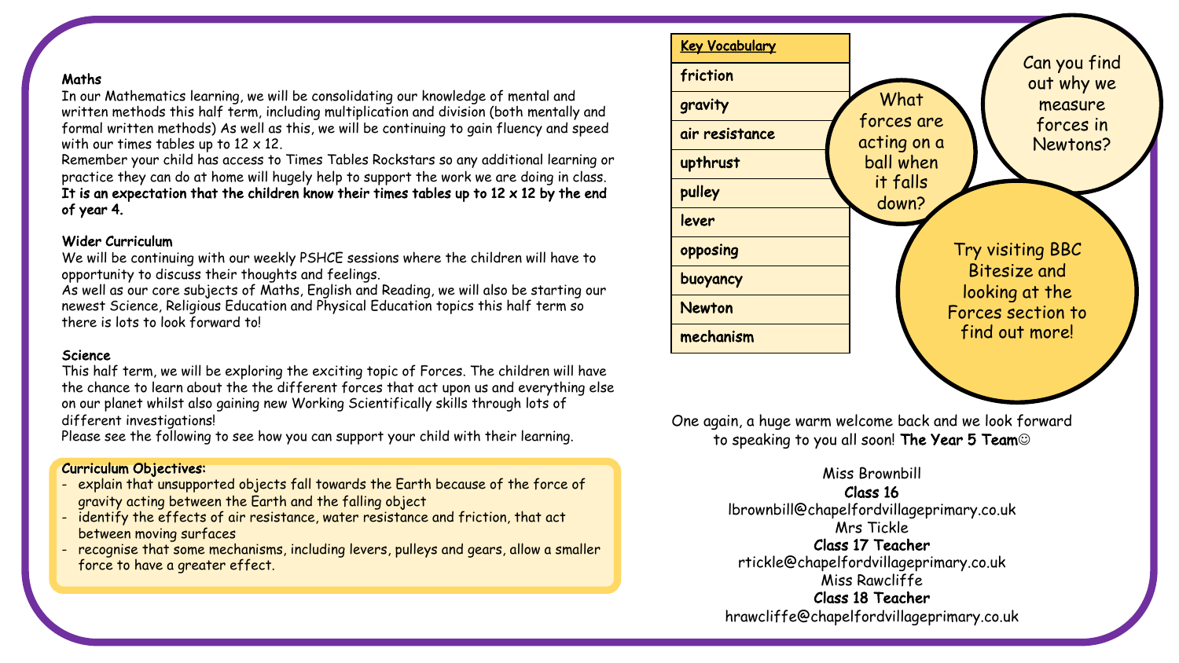**Maths**

In our Mathematics learning, we will be consolidating our knowledge of mental and written methods this half term, including multiplication and division (both mentally and formal written methods) As well as this, we will be continuing to gain fluency and speed with our times tables up to 12 x 12.

Remember your child has access to Times Tables Rockstars so any additional learning or practice they can do at home will hugely help to support the work we are doing in class. **It is an expectation that the children know their times tables up to 12 x 12 by the end of year 4.**

**Wider Curriculum**

We will be continuing with our weekly PSHCE sessions where the children will have to opportunity to discuss their thoughts and feelings.

As well as our core subjects of Maths, English and Reading, we will also be starting our newest Science, Religious Education and Physical Education topics this half term so there is lots to look forward to!

**Science**

This half term, we will be exploring the exciting topic of Forces. The children will have the chance to learn about the the different forces that act upon us and everything else on our planet whilst also gaining new Working Scientifically skills through lots of different investigations!

Please see the following to see how you can support your child with their learning.

**Curriculum Objectives:**

- explain that unsupported objects fall towards the Earth because of the force of gravity acting between the Earth and the falling object
- identify the effects of air resistance, water resistance and friction, that act between moving surfaces
- recognise that some mechanisms, including levers, pulleys and gears, allow a smaller force to have a greater effect.

| **Key Vocabulary** |
| --- |
| friction |
| gravity |
| air resistance |
| upthrust |
| pulley |
| lever |
| opposing |
| buoyancy |
| Newton |
| mechanism |

What forces are acting on a ball when it falls down?

Can you find out why we measure forces in Newtons?

Try visiting BBC Bitesize and looking at the Forces section to find out more!

One again, a huge warm welcome back and we look forward to speaking to you all soon! **The Year 5 Team**☺

Miss Brownbill
**Class 16**
lbrownbill@chapelfordvillageprimary.co.uk

Mrs Tickle
**Class 17 Teacher**
rtickle@chapelfordvillageprimary.co.uk

Miss Rawcliffe
**Class 18 Teacher**
hrawcliffe@chapelfordvillageprimary.co.uk